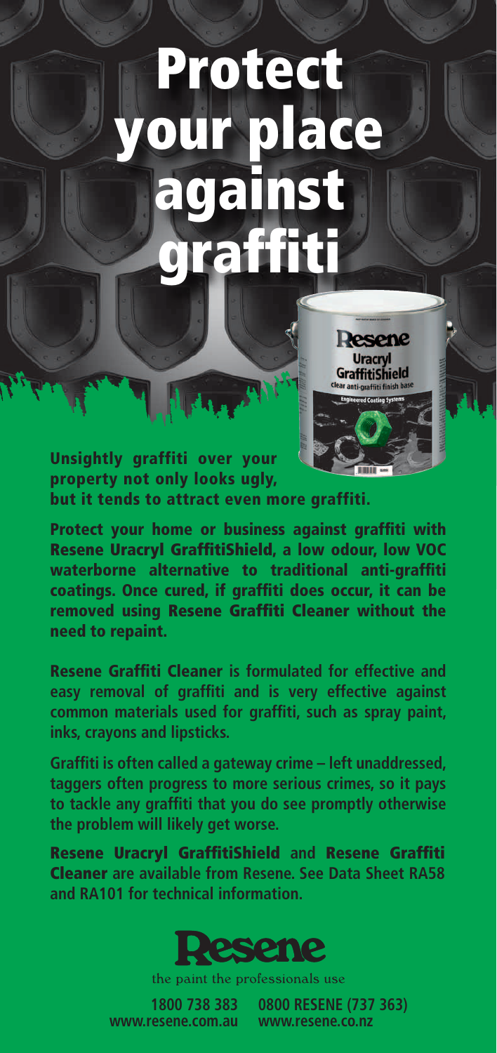# Protect your place against graffiti

**Unsightly graffiti over your property not only looks ugly, but it tends to attract even more graffiti.**

**Protect your home or business against graffiti with Resene Uracryl GraffitiShield, a low odour, low VOC waterborne alternative to traditional anti-graffiti coatings. Once cured, if graffiti does occur, it can be removed using Resene Graffiti Cleaner without the need to repaint.**

**Resene Graffiti Cleaner** is formulated for effective and easy removal of graffiti and is very effective against common materials used for graffiti, such as spray paint, inks, crayons and lipsticks.

Graffiti is often called a gateway crime – left unaddressed, taggers often progress to more serious crimes, so it pays to tackle any graffiti that you do see promptly otherwise the problem will likely get worse.

**Resene Uracryl GraffitiShield** and **Resene Graffiti Cleaner** are available from Resene. See Data Sheet RA58 and RA101 for technical information.

**Resene**

the paint the professionals use

1800 738 383
www.resene.com.au

0800 RESENE (737 363)
www.resene.co.nz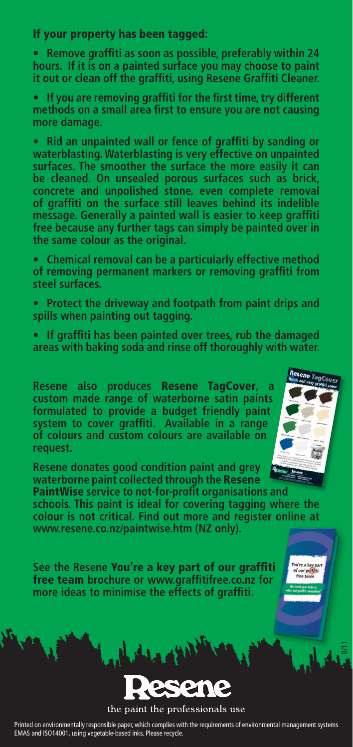**If your property has been tagged:**

- **Remove graffiti as soon as possible, preferably within 24 hours. If it is on a painted surface you may choose to paint it out or clean off the graffiti, using Resene Graffiti Cleaner.**

- **If you are removing graffiti for the first time, try different methods on a small area first to ensure you are not causing more damage.**

- **Rid an unpainted wall or fence of graffiti by sanding or waterblasting. Waterblasting is very effective on unpainted surfaces. The smoother the surface the more easily it can be cleaned. On unsealed porous surfaces such as brick, concrete and unpolished stone, even complete removal of graffiti on the surface still leaves behind its indelible message. Generally a painted wall is easier to keep graffiti free because any further tags can simply be painted over in the same colour as the original.**

- **Chemical removal can be a particularly effective method of removing permanent markers or removing graffiti from steel surfaces.**

- **Protect the driveway and footpath from paint drips and spills when painting out tagging.**

- **If graffiti has been painted over trees, rub the damaged areas with baking soda and rinse off thoroughly with water.**

**Resene also produces Resene TagCover, a custom made range of waterborne satin paints formulated to provide a budget friendly paint system to cover graffiti. Available in a range of colours and custom colours are available on request.**

**Resene donates good condition paint and grey waterborne paint collected through the Resene PaintWise service to not-for-profit organisations and schools. This paint is ideal for covering tagging where the colour is not critical. Find out more and register online at www.resene.co.nz/paintwise.htm (NZ only).**

**See the Resene You're a key part of our graffiti free team brochure or www.graffitifree.co.nz for more ideas to minimise the effects of graffiti.**

8/11

**Resene**

the paint the professionals use

Printed on environmentally responsible paper, which complies with the requirements of environmental management systems EMAS and ISO14001, using vegetable-based inks. Please recycle.